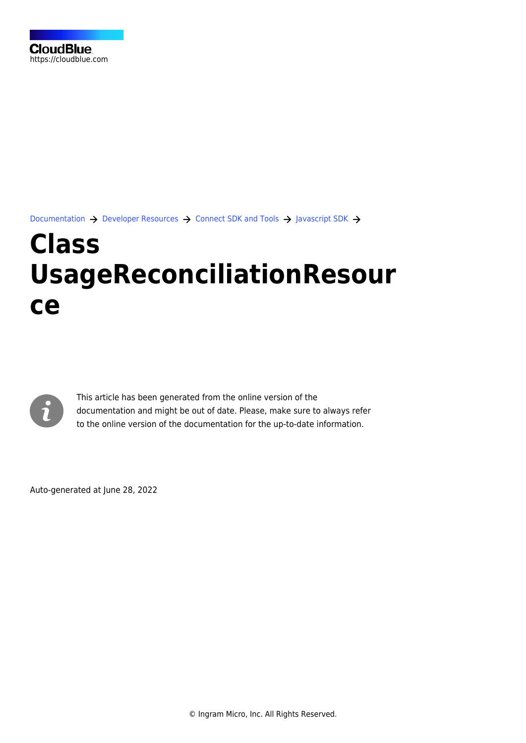CloudBlue
https://cloudblue.com

Documentation → Developer Resources → Connect SDK and Tools → Javascript SDK →

# Class UsageReconciliationResource

This article has been generated from the online version of the documentation and might be out of date. Please, make sure to always refer to the online version of the documentation for the up-to-date information.

Auto-generated at June 28, 2022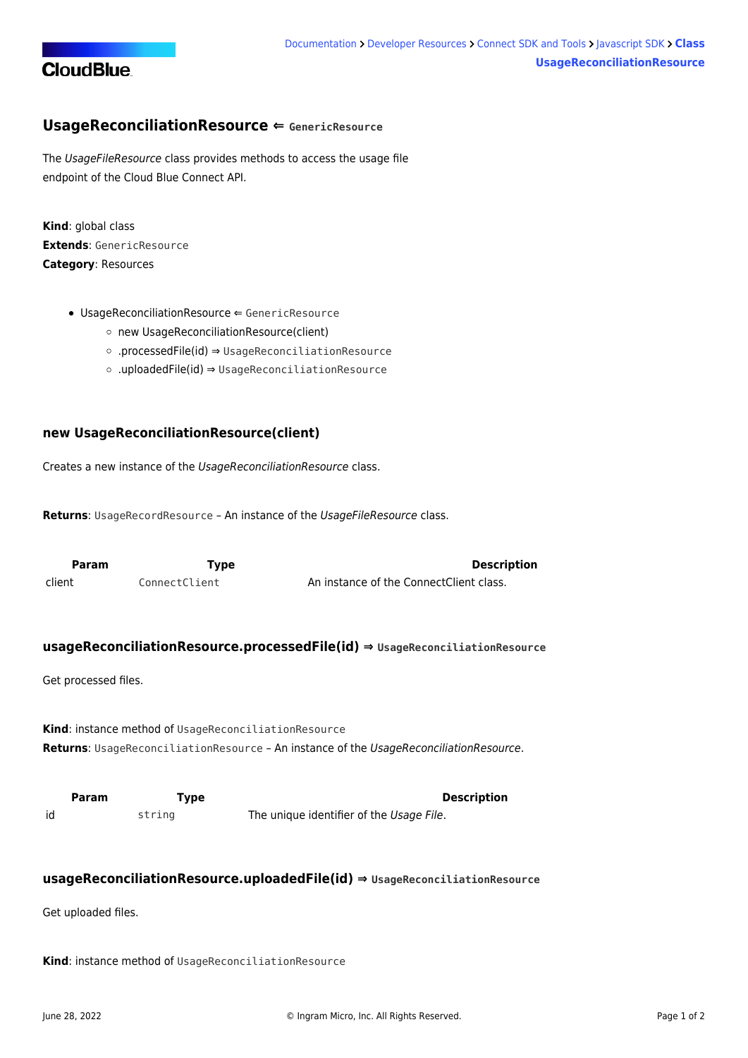## UsageReconciliationResource ⇐ `GenericResource`

The *UsageFileResource* class provides methods to access the usage file endpoint of the Cloud Blue Connect API.

**Kind**: global class
**Extends**: `GenericResource`
**Category**: Resources

- UsageReconciliationResource ⇐ `GenericResource`
  - new UsageReconciliationResource(client)
  - .processedFile(id) ⇒ `UsageReconciliationResource`
  - .uploadedFile(id) ⇒ `UsageReconciliationResource`

### new UsageReconciliationResource(client)

Creates a new instance of the *UsageReconciliationResource* class.

**Returns**: `UsageRecordResource` – An instance of the *UsageFileResource* class.

| Param | Type | Description |
|---|---|---|
| client | `ConnectClient` | An instance of the ConnectClient class. |

### usageReconciliationResource.processedFile(id) ⇒ `UsageReconciliationResource`

Get processed files.

**Kind**: instance method of `UsageReconciliationResource`
**Returns**: `UsageReconciliationResource` – An instance of the *UsageReconciliationResource*.

| Param | Type | Description |
|---|---|---|
| id | `string` | The unique identifier of the *Usage File*. |

### usageReconciliationResource.uploadedFile(id) ⇒ `UsageReconciliationResource`

Get uploaded files.

**Kind**: instance method of `UsageReconciliationResource`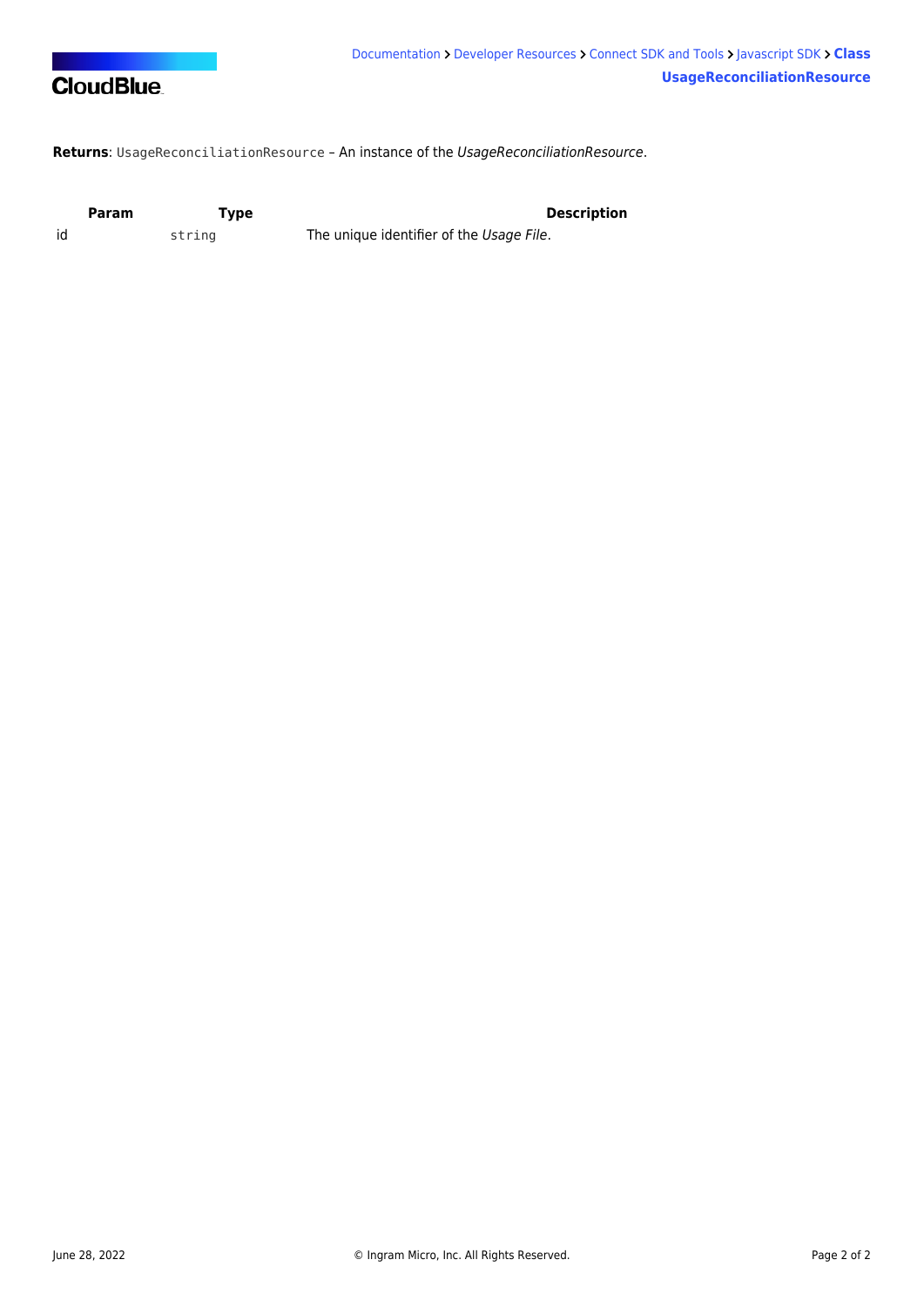**Returns**: `UsageReconciliationResource` – An instance of the *UsageReconciliationResource*.

| Param | Type | Description |
|---|---|---|
| id | `string` | The unique identifier of the *Usage File*. |